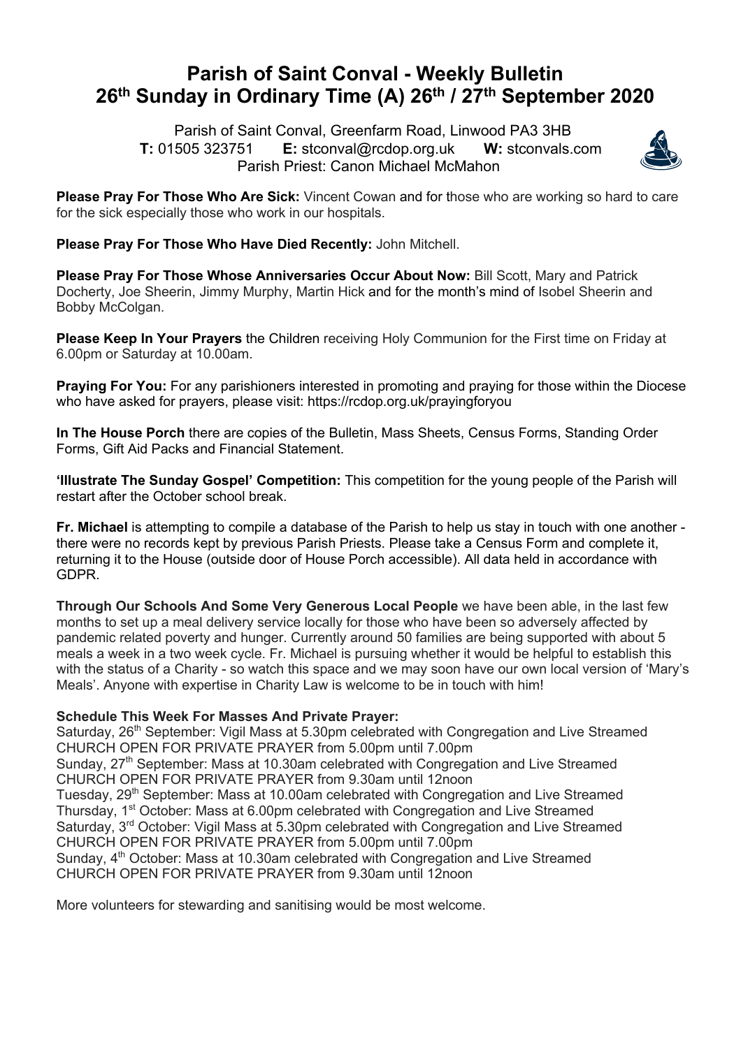# Parish of Saint Conval - Weekly Bulletin
# 26th Sunday in Ordinary Time (A) 26th / 27th September 2020

Parish of Saint Conval, Greenfarm Road, Linwood PA3 3HB
**T:** 01505 323751 **E:** stconval@rcdop.org.uk **W:** stconvals.com
Parish Priest: Canon Michael McMahon

**Please Pray For Those Who Are Sick:** Vincent Cowan and for those who are working so hard to care for the sick especially those who work in our hospitals.

**Please Pray For Those Who Have Died Recently:** John Mitchell.

**Please Pray For Those Whose Anniversaries Occur About Now:** Bill Scott, Mary and Patrick Docherty, Joe Sheerin, Jimmy Murphy, Martin Hick and for the month's mind of Isobel Sheerin and Bobby McColgan.

**Please Keep In Your Prayers** the Children receiving Holy Communion for the First time on Friday at 6.00pm or Saturday at 10.00am.

**Praying For You:** For any parishioners interested in promoting and praying for those within the Diocese who have asked for prayers, please visit: https://rcdop.org.uk/prayingforyou

**In The House Porch** there are copies of the Bulletin, Mass Sheets, Census Forms, Standing Order Forms, Gift Aid Packs and Financial Statement.

**'Illustrate The Sunday Gospel' Competition:** This competition for the young people of the Parish will restart after the October school break.

**Fr. Michael** is attempting to compile a database of the Parish to help us stay in touch with one another - there were no records kept by previous Parish Priests. Please take a Census Form and complete it, returning it to the House (outside door of House Porch accessible). All data held in accordance with GDPR.

**Through Our Schools And Some Very Generous Local People** we have been able, in the last few months to set up a meal delivery service locally for those who have been so adversely affected by pandemic related poverty and hunger. Currently around 50 families are being supported with about 5 meals a week in a two week cycle. Fr. Michael is pursuing whether it would be helpful to establish this with the status of a Charity - so watch this space and we may soon have our own local version of 'Mary's Meals'. Anyone with expertise in Charity Law is welcome to be in touch with him!

**Schedule This Week For Masses And Private Prayer:**

Saturday, 26th September: Vigil Mass at 5.30pm celebrated with Congregation and Live Streamed
CHURCH OPEN FOR PRIVATE PRAYER from 5.00pm until 7.00pm
Sunday, 27th September: Mass at 10.30am celebrated with Congregation and Live Streamed
CHURCH OPEN FOR PRIVATE PRAYER from 9.30am until 12noon
Tuesday, 29th September: Mass at 10.00am celebrated with Congregation and Live Streamed
Thursday, 1st October: Mass at 6.00pm celebrated with Congregation and Live Streamed
Saturday, 3rd October: Vigil Mass at 5.30pm celebrated with Congregation and Live Streamed
CHURCH OPEN FOR PRIVATE PRAYER from 5.00pm until 7.00pm
Sunday, 4th October: Mass at 10.30am celebrated with Congregation and Live Streamed
CHURCH OPEN FOR PRIVATE PRAYER from 9.30am until 12noon

More volunteers for stewarding and sanitising would be most welcome.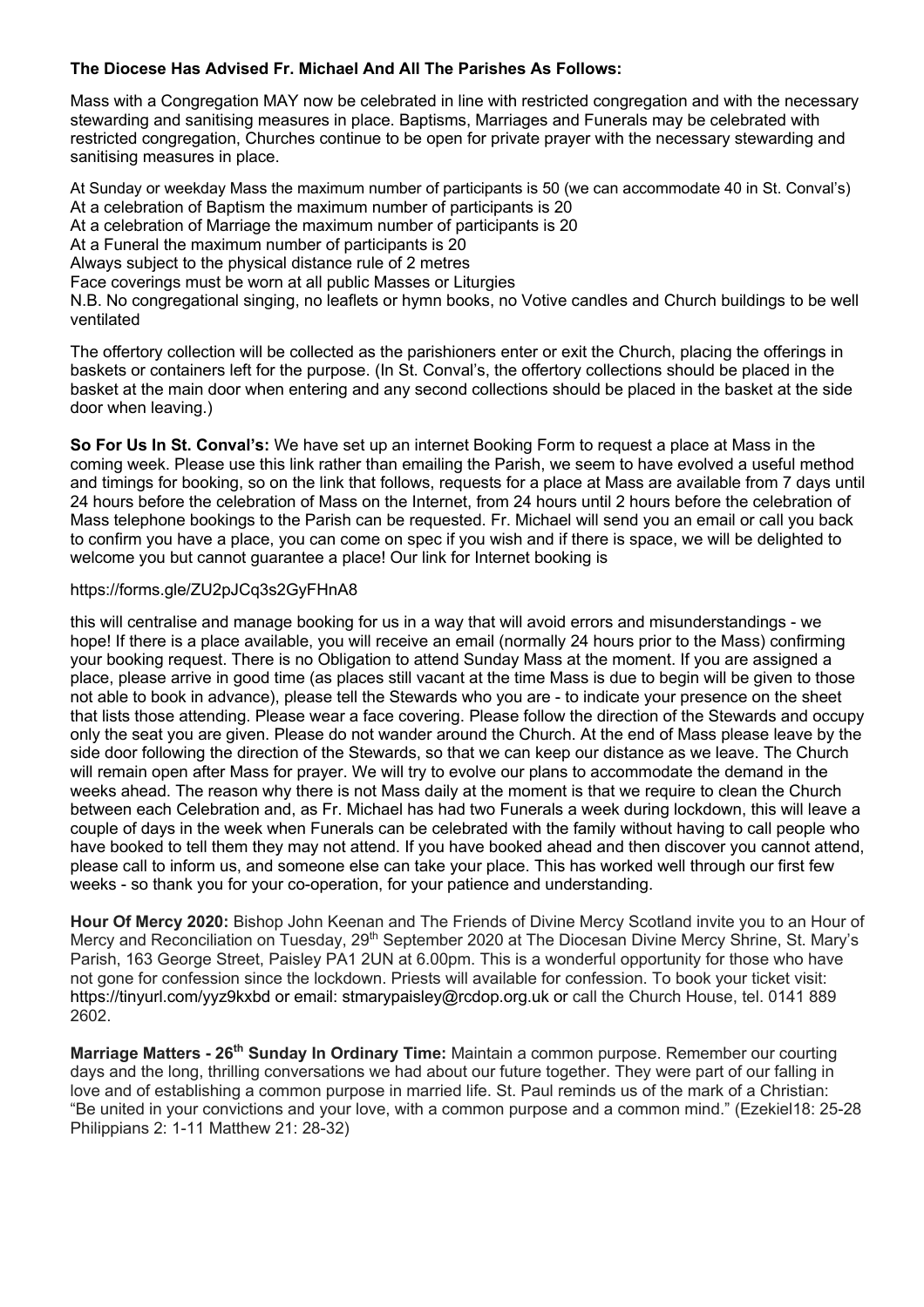**The Diocese Has Advised Fr. Michael And All The Parishes As Follows:**

Mass with a Congregation MAY now be celebrated in line with restricted congregation and with the necessary stewarding and sanitising measures in place. Baptisms, Marriages and Funerals may be celebrated with restricted congregation, Churches continue to be open for private prayer with the necessary stewarding and sanitising measures in place.

At Sunday or weekday Mass the maximum number of participants is 50 (we can accommodate 40 in St. Conval's)
At a celebration of Baptism the maximum number of participants is 20
At a celebration of Marriage the maximum number of participants is 20
At a Funeral the maximum number of participants is 20
Always subject to the physical distance rule of 2 metres
Face coverings must be worn at all public Masses or Liturgies
N.B. No congregational singing, no leaflets or hymn books, no Votive candles and Church buildings to be well ventilated

The offertory collection will be collected as the parishioners enter or exit the Church, placing the offerings in baskets or containers left for the purpose. (In St. Conval's, the offertory collections should be placed in the basket at the main door when entering and any second collections should be placed in the basket at the side door when leaving.)

**So For Us In St. Conval's:** We have set up an internet Booking Form to request a place at Mass in the coming week. Please use this link rather than emailing the Parish, we seem to have evolved a useful method and timings for booking, so on the link that follows, requests for a place at Mass are available from 7 days until 24 hours before the celebration of Mass on the Internet, from 24 hours until 2 hours before the celebration of Mass telephone bookings to the Parish can be requested. Fr. Michael will send you an email or call you back to confirm you have a place, you can come on spec if you wish and if there is space, we will be delighted to welcome you but cannot guarantee a place! Our link for Internet booking is

https://forms.gle/ZU2pJCq3s2GyFHnA8

this will centralise and manage booking for us in a way that will avoid errors and misunderstandings - we hope! If there is a place available, you will receive an email (normally 24 hours prior to the Mass) confirming your booking request. There is no Obligation to attend Sunday Mass at the moment. If you are assigned a place, please arrive in good time (as places still vacant at the time Mass is due to begin will be given to those not able to book in advance), please tell the Stewards who you are - to indicate your presence on the sheet that lists those attending. Please wear a face covering. Please follow the direction of the Stewards and occupy only the seat you are given. Please do not wander around the Church. At the end of Mass please leave by the side door following the direction of the Stewards, so that we can keep our distance as we leave. The Church will remain open after Mass for prayer. We will try to evolve our plans to accommodate the demand in the weeks ahead. The reason why there is not Mass daily at the moment is that we require to clean the Church between each Celebration and, as Fr. Michael has had two Funerals a week during lockdown, this will leave a couple of days in the week when Funerals can be celebrated with the family without having to call people who have booked to tell them they may not attend. If you have booked ahead and then discover you cannot attend, please call to inform us, and someone else can take your place. This has worked well through our first few weeks - so thank you for your co-operation, for your patience and understanding.

**Hour Of Mercy 2020:** Bishop John Keenan and The Friends of Divine Mercy Scotland invite you to an Hour of Mercy and Reconciliation on Tuesday, 29th September 2020 at The Diocesan Divine Mercy Shrine, St. Mary's Parish, 163 George Street, Paisley PA1 2UN at 6.00pm. This is a wonderful opportunity for those who have not gone for confession since the lockdown. Priests will available for confession. To book your ticket visit: https://tinyurl.com/yyz9kxbd or email: stmarypaisley@rcdop.org.uk or call the Church House, tel. 0141 889 2602.

**Marriage Matters - 26th Sunday In Ordinary Time:** Maintain a common purpose. Remember our courting days and the long, thrilling conversations we had about our future together. They were part of our falling in love and of establishing a common purpose in married life. St. Paul reminds us of the mark of a Christian: "Be united in your convictions and your love, with a common purpose and a common mind." (Ezekiel18: 25-28 Philippians 2: 1-11 Matthew 21: 28-32)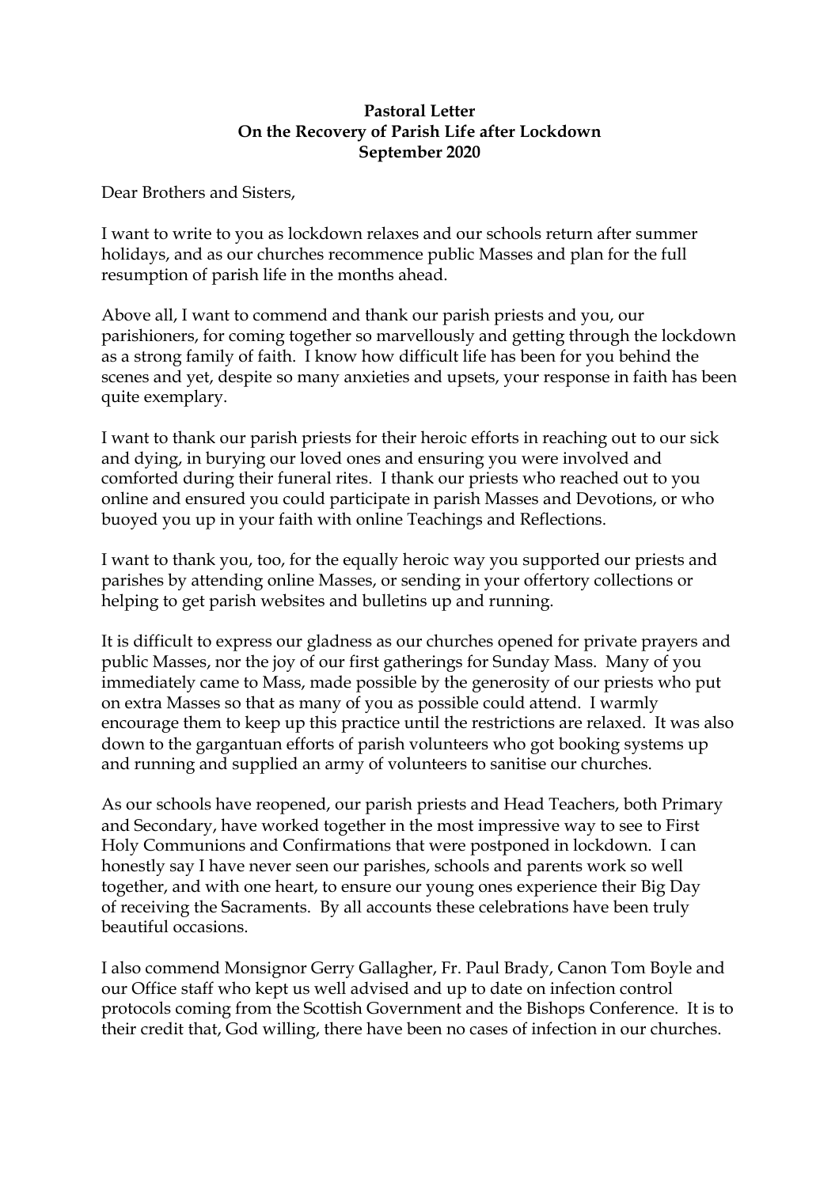**Pastoral Letter**
**On the Recovery of Parish Life after Lockdown**
**September 2020**

Dear Brothers and Sisters,

I want to write to you as lockdown relaxes and our schools return after summer holidays, and as our churches recommence public Masses and plan for the full resumption of parish life in the months ahead.

Above all, I want to commend and thank our parish priests and you, our parishioners, for coming together so marvellously and getting through the lockdown as a strong family of faith. I know how difficult life has been for you behind the scenes and yet, despite so many anxieties and upsets, your response in faith has been quite exemplary.

I want to thank our parish priests for their heroic efforts in reaching out to our sick and dying, in burying our loved ones and ensuring you were involved and comforted during their funeral rites. I thank our priests who reached out to you online and ensured you could participate in parish Masses and Devotions, or who buoyed you up in your faith with online Teachings and Reflections.

I want to thank you, too, for the equally heroic way you supported our priests and parishes by attending online Masses, or sending in your offertory collections or helping to get parish websites and bulletins up and running.

It is difficult to express our gladness as our churches opened for private prayers and public Masses, nor the joy of our first gatherings for Sunday Mass. Many of you immediately came to Mass, made possible by the generosity of our priests who put on extra Masses so that as many of you as possible could attend. I warmly encourage them to keep up this practice until the restrictions are relaxed. It was also down to the gargantuan efforts of parish volunteers who got booking systems up and running and supplied an army of volunteers to sanitise our churches.

As our schools have reopened, our parish priests and Head Teachers, both Primary and Secondary, have worked together in the most impressive way to see to First Holy Communions and Confirmations that were postponed in lockdown. I can honestly say I have never seen our parishes, schools and parents work so well together, and with one heart, to ensure our young ones experience their Big Day of receiving the Sacraments. By all accounts these celebrations have been truly beautiful occasions.

I also commend Monsignor Gerry Gallagher, Fr. Paul Brady, Canon Tom Boyle and our Office staff who kept us well advised and up to date on infection control protocols coming from the Scottish Government and the Bishops Conference. It is to their credit that, God willing, there have been no cases of infection in our churches.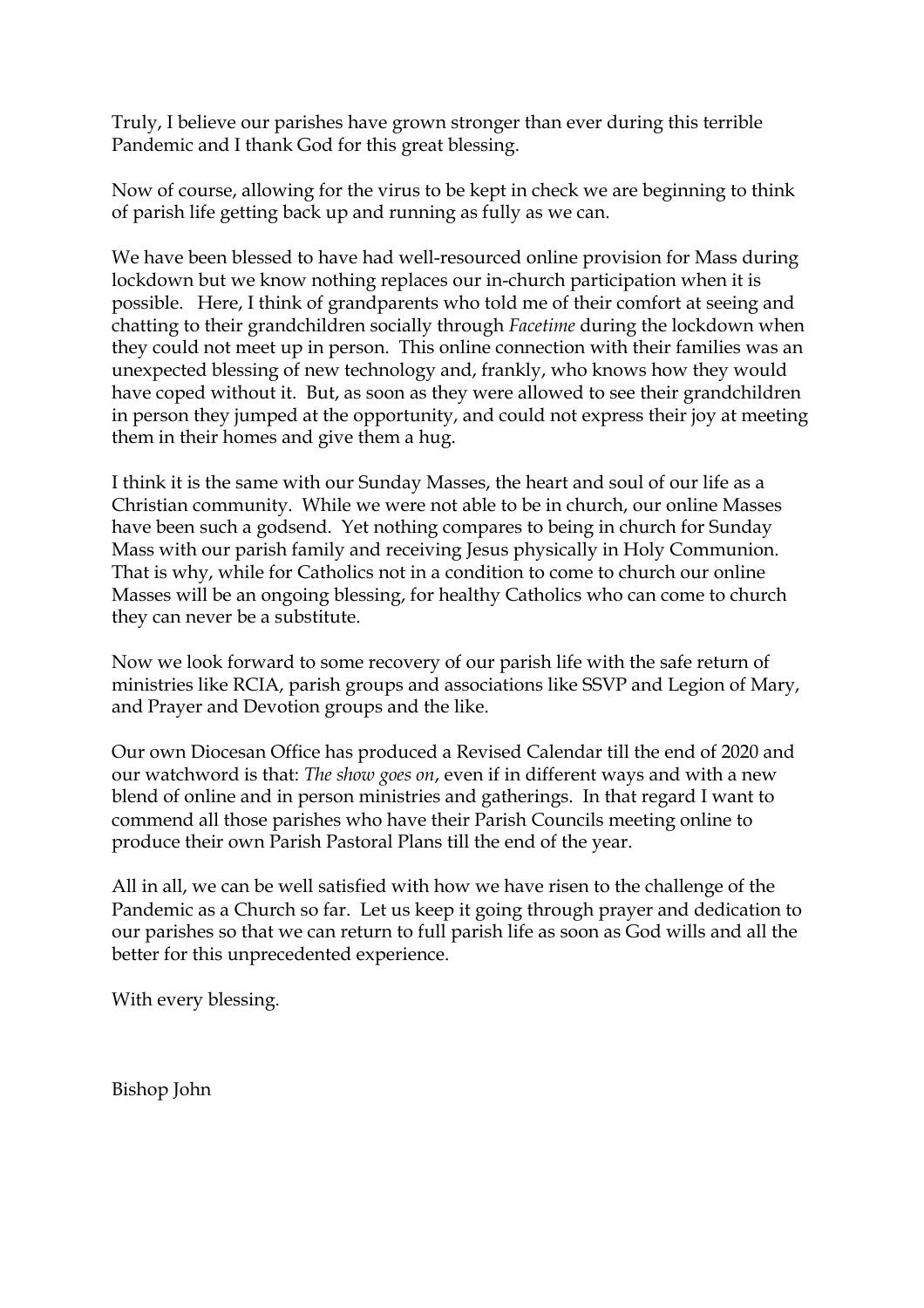Truly, I believe our parishes have grown stronger than ever during this terrible Pandemic and I thank God for this great blessing.

Now of course, allowing for the virus to be kept in check we are beginning to think of parish life getting back up and running as fully as we can.

We have been blessed to have had well-resourced online provision for Mass during lockdown but we know nothing replaces our in-church participation when it is possible. Here, I think of grandparents who told me of their comfort at seeing and chatting to their grandchildren socially through *Facetime* during the lockdown when they could not meet up in person. This online connection with their families was an unexpected blessing of new technology and, frankly, who knows how they would have coped without it. But, as soon as they were allowed to see their grandchildren in person they jumped at the opportunity, and could not express their joy at meeting them in their homes and give them a hug.

I think it is the same with our Sunday Masses, the heart and soul of our life as a Christian community. While we were not able to be in church, our online Masses have been such a godsend. Yet nothing compares to being in church for Sunday Mass with our parish family and receiving Jesus physically in Holy Communion. That is why, while for Catholics not in a condition to come to church our online Masses will be an ongoing blessing, for healthy Catholics who can come to church they can never be a substitute.

Now we look forward to some recovery of our parish life with the safe return of ministries like RCIA, parish groups and associations like SSVP and Legion of Mary, and Prayer and Devotion groups and the like.

Our own Diocesan Office has produced a Revised Calendar till the end of 2020 and our watchword is that: *The show goes on*, even if in different ways and with a new blend of online and in person ministries and gatherings. In that regard I want to commend all those parishes who have their Parish Councils meeting online to produce their own Parish Pastoral Plans till the end of the year.

All in all, we can be well satisfied with how we have risen to the challenge of the Pandemic as a Church so far. Let us keep it going through prayer and dedication to our parishes so that we can return to full parish life as soon as God wills and all the better for this unprecedented experience.

With every blessing.

Bishop John